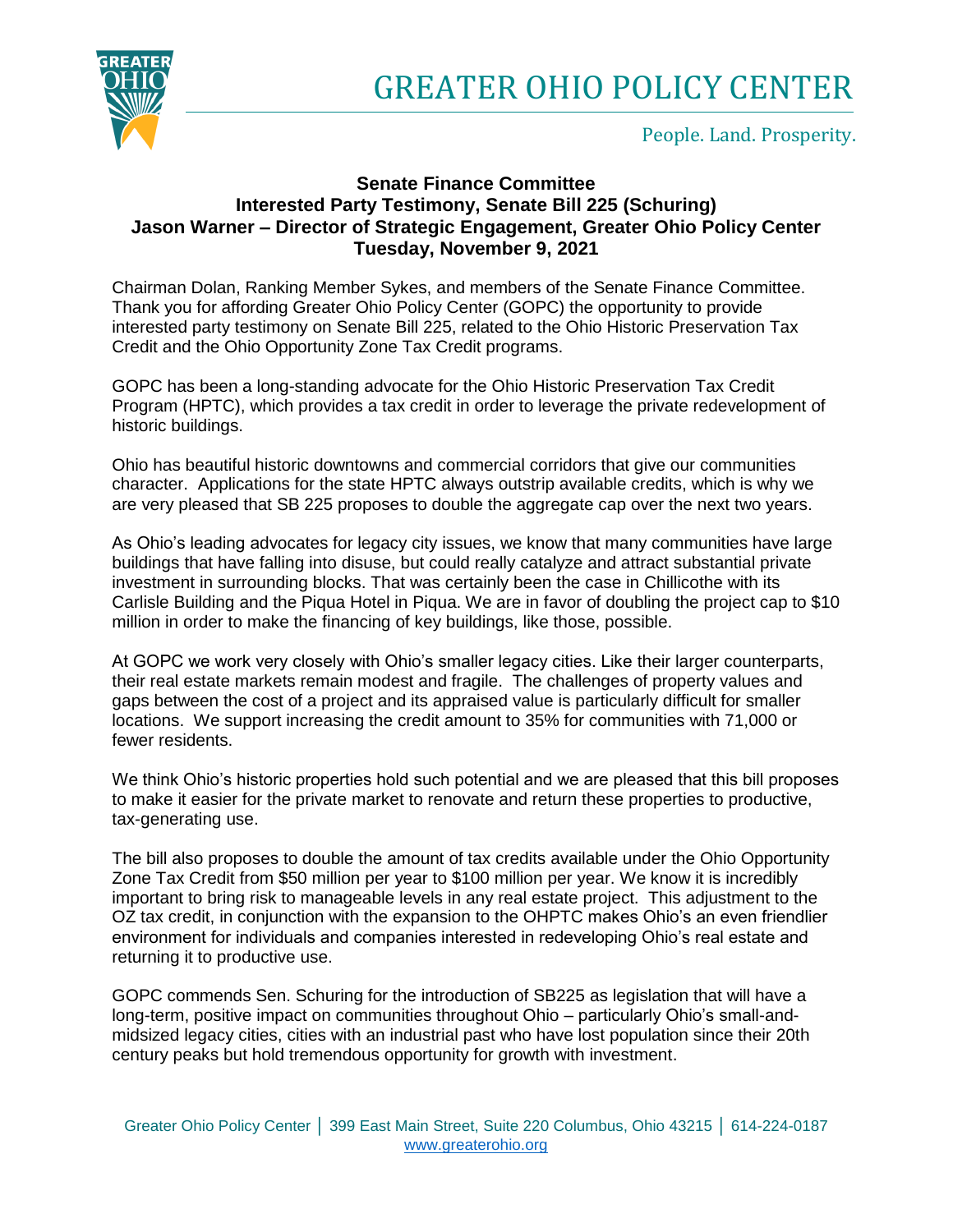# GREATER OHIO POLICY CENTER

People. Land. Prosperity.

**Senate Finance Committee**
**Interested Party Testimony, Senate Bill 225 (Schuring)**
**Jason Warner – Director of Strategic Engagement, Greater Ohio Policy Center**
**Tuesday, November 9, 2021**

Chairman Dolan, Ranking Member Sykes, and members of the Senate Finance Committee. Thank you for affording Greater Ohio Policy Center (GOPC) the opportunity to provide interested party testimony on Senate Bill 225, related to the Ohio Historic Preservation Tax Credit and the Ohio Opportunity Zone Tax Credit programs.

GOPC has been a long-standing advocate for the Ohio Historic Preservation Tax Credit Program (HPTC), which provides a tax credit in order to leverage the private redevelopment of historic buildings.

Ohio has beautiful historic downtowns and commercial corridors that give our communities character. Applications for the state HPTC always outstrip available credits, which is why we are very pleased that SB 225 proposes to double the aggregate cap over the next two years.

As Ohio's leading advocates for legacy city issues, we know that many communities have large buildings that have falling into disuse, but could really catalyze and attract substantial private investment in surrounding blocks. That was certainly been the case in Chillicothe with its Carlisle Building and the Piqua Hotel in Piqua. We are in favor of doubling the project cap to $10 million in order to make the financing of key buildings, like those, possible.

At GOPC we work very closely with Ohio's smaller legacy cities. Like their larger counterparts, their real estate markets remain modest and fragile. The challenges of property values and gaps between the cost of a project and its appraised value is particularly difficult for smaller locations. We support increasing the credit amount to 35% for communities with 71,000 or fewer residents.

We think Ohio's historic properties hold such potential and we are pleased that this bill proposes to make it easier for the private market to renovate and return these properties to productive, tax-generating use.

The bill also proposes to double the amount of tax credits available under the Ohio Opportunity Zone Tax Credit from $50 million per year to $100 million per year. We know it is incredibly important to bring risk to manageable levels in any real estate project. This adjustment to the OZ tax credit, in conjunction with the expansion to the OHPTC makes Ohio's an even friendlier environment for individuals and companies interested in redeveloping Ohio's real estate and returning it to productive use.

GOPC commends Sen. Schuring for the introduction of SB225 as legislation that will have a long-term, positive impact on communities throughout Ohio – particularly Ohio's small-and-midsized legacy cities, cities with an industrial past who have lost population since their 20th century peaks but hold tremendous opportunity for growth with investment.

Greater Ohio Policy Center │ 399 East Main Street, Suite 220 Columbus, Ohio 43215 │ 614-224-0187
www.greaterohio.org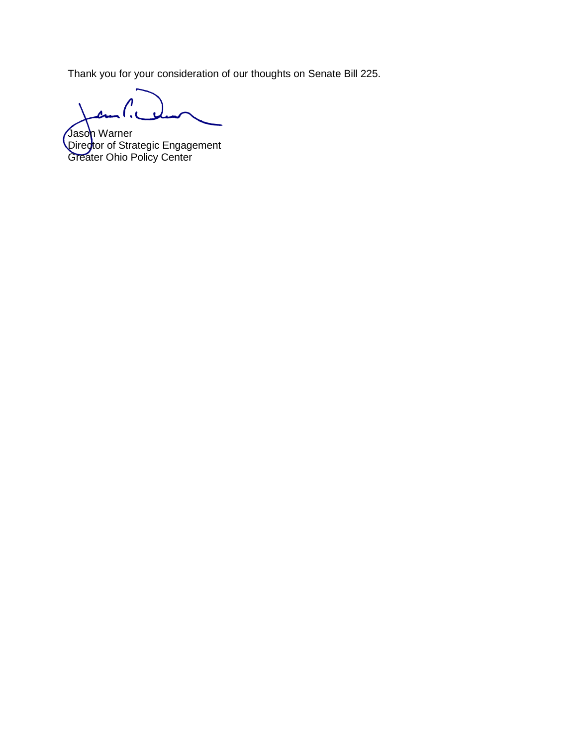Thank you for your consideration of our thoughts on Senate Bill 225.

Jason Warner
Director of Strategic Engagement
Greater Ohio Policy Center